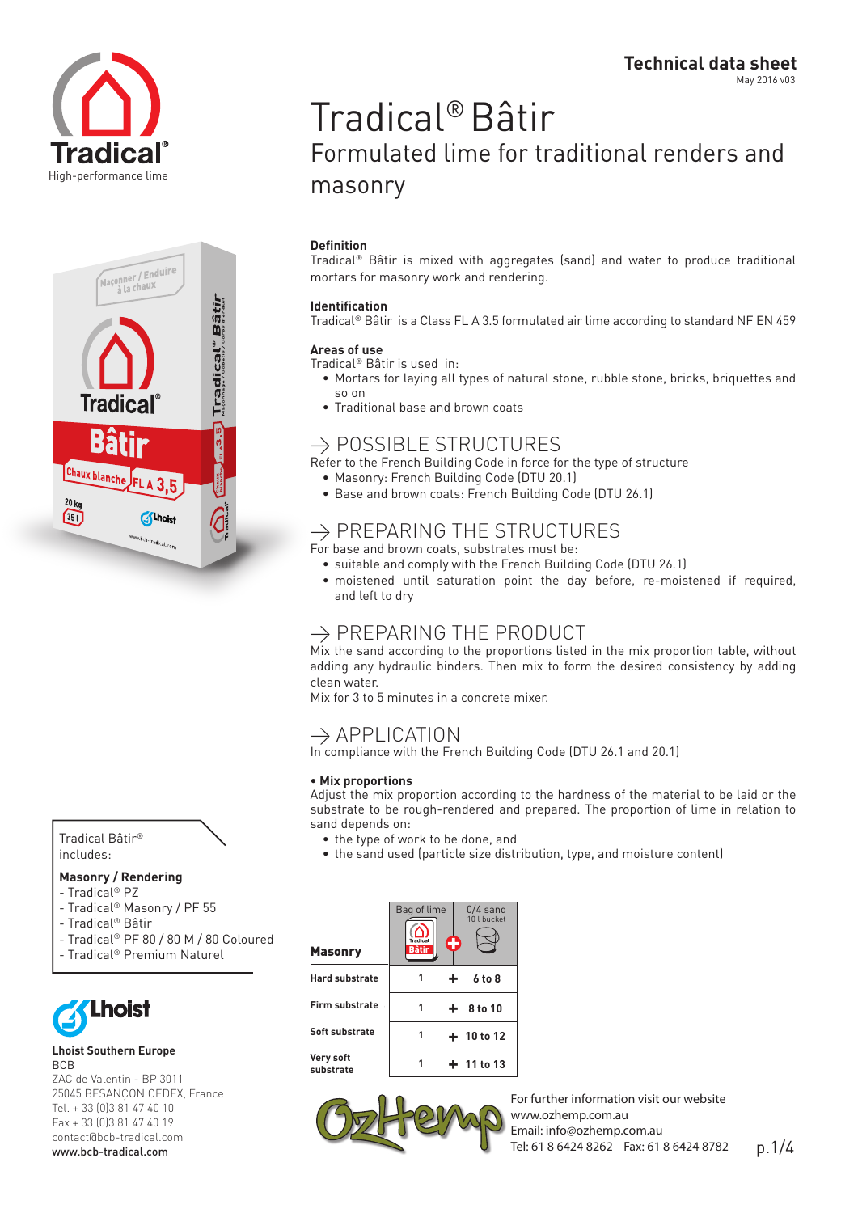# Technical data sheet

May 2016 v03

# Tradical® Bâtir

## Formulated lime for traditional renders and masonry

**Definition**

Tradical® Bâtir is mixed with aggregates (sand) and water to produce traditional mortars for masonry work and rendering.

**Identification**

Tradical® Bâtir is a Class FL A 3.5 formulated air lime according to standard NF EN 459

**Areas of use**

Tradical® Bâtir is used in:

- Mortars for laying all types of natural stone, rubble stone, bricks, briquettes and so on
- Traditional base and brown coats

## → POSSIBLE STRUCTURES

Refer to the French Building Code in force for the type of structure

- Masonry: French Building Code (DTU 20.1)
- Base and brown coats: French Building Code (DTU 26.1)

## → PREPARING THE STRUCTURES

For base and brown coats, substrates must be:

- suitable and comply with the French Building Code (DTU 26.1)
- moistened until saturation point the day before, re-moistened if required, and left to dry

## → PREPARING THE PRODUCT

Mix the sand according to the proportions listed in the mix proportion table, without adding any hydraulic binders. Then mix to form the desired consistency by adding clean water.

Mix for 3 to 5 minutes in a concrete mixer.

## → APPLICATION

In compliance with the French Building Code (DTU 26.1 and 20.1)

**• Mix proportions**

Adjust the mix proportion according to the hardness of the material to be laid or the substrate to be rough-rendered and prepared. The proportion of lime in relation to sand depends on:

- the type of work to be done, and
- the sand used (particle size distribution, type, and moisture content)

| Masonry | Bag of lime | | 0/4 sand 10 l bucket |
|---|---|---|---|
| Hard substrate | 1 | + | 6 to 8 |
| Firm substrate | 1 | + | 8 to 10 |
| Soft substrate | 1 | + | 10 to 12 |
| Very soft substrate | 1 | + | 11 to 13 |

Tradical Bâtir® includes:

**Masonry / Rendering**

- Tradical® PZ
- Tradical® Masonry / PF 55
- Tradical® Bâtir
- Tradical® PF 80 / 80 M / 80 Coloured
- Tradical® Premium Naturel

**Lhoist Southern Europe**
BCB
ZAC de Valentin - BP 3011
25045 BESANÇON CEDEX, France
Tel. + 33 (0)3 81 47 40 10
Fax + 33 (0)3 81 47 40 19
contact@bcb-tradical.com
www.bcb-tradical.com

For further information visit our website
www.ozhemp.com.au
Email: info@ozhemp.com.au
Tel: 61 8 6424 8262 Fax: 61 8 6424 8782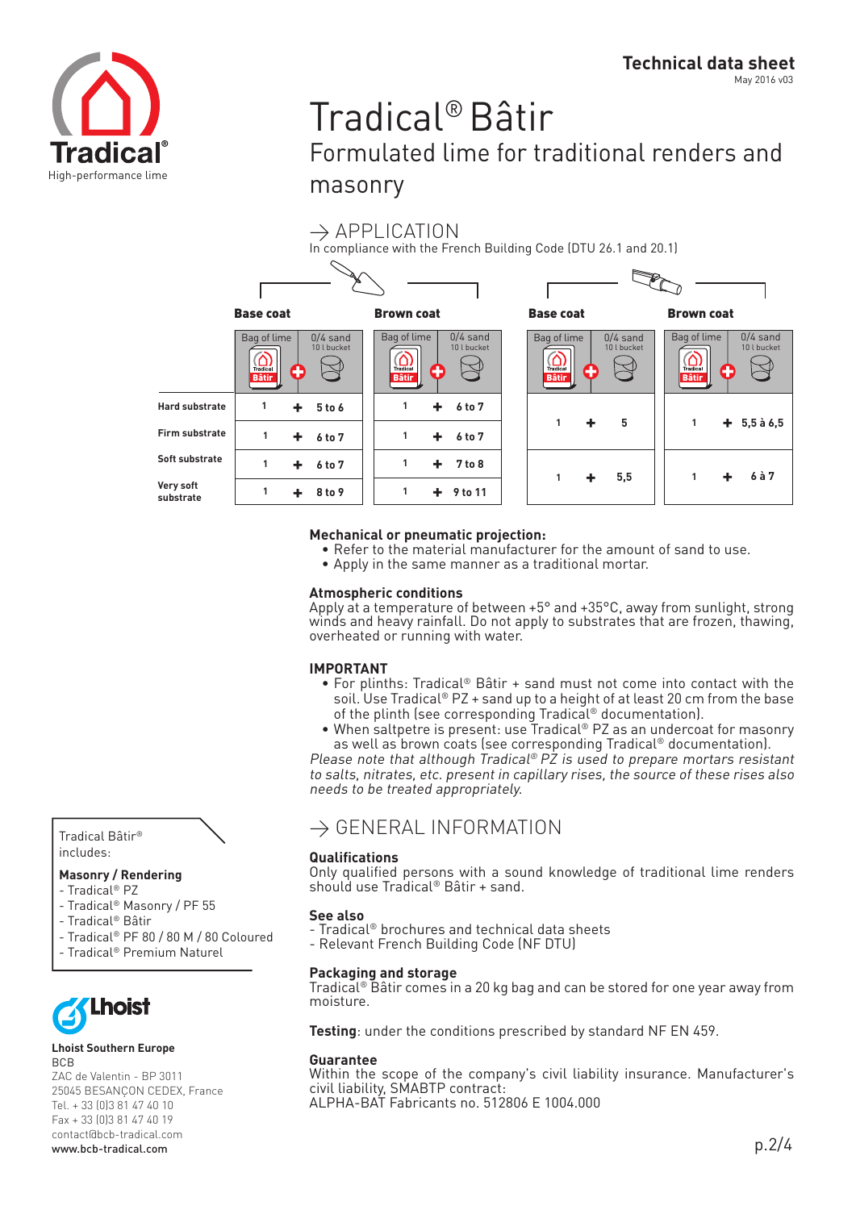# Tradical® Bâtir

## Formulated lime for traditional renders and masonry

## → APPLICATION

In compliance with the French Building Code (DTU 26.1 and 20.1)

| | Base coat (trowel) | | | Brown coat (trowel) | | | Base coat (projection) | | | Brown coat (projection) | | |
|---|---|---|---|---|---|---|---|---|---|---|---|---|
| | Bag of lime Tradical Bâtir | + | 0/4 sand 10 l bucket | Bag of lime Tradical Bâtir | + | 0/4 sand 10 l bucket | Bag of lime Tradical Bâtir | + | 0/4 sand 10 l bucket | Bag of lime Tradical Bâtir | + | 0/4 sand 10 l bucket |
| **Hard substrate** | 1 | + | 5 to 6 | 1 | + | 6 to 7 | 1 | + | 5 | 1 | + | 5,5 à 6,5 |
| **Firm substrate** | 1 | + | 6 to 7 | 1 | + | 6 to 7 | 1 | + | 5 | 1 | + | 5,5 à 6,5 |
| **Soft substrate** | 1 | + | 6 to 7 | 1 | + | 7 to 8 | 1 | + | 5,5 | 1 | + | 6 à 7 |
| **Very soft substrate** | 1 | + | 8 to 9 | 1 | + | 9 to 11 | 1 | + | 5,5 | 1 | + | 6 à 7 |

**Mechanical or pneumatic projection:**
- Refer to the material manufacturer for the amount of sand to use.
- Apply in the same manner as a traditional mortar.

**Atmospheric conditions**

Apply at a temperature of between +5° and +35°C, away from sunlight, strong winds and heavy rainfall. Do not apply to substrates that are frozen, thawing, overheated or running with water.

**IMPORTANT**
- For plinths: Tradical® Bâtir + sand must not come into contact with the soil. Use Tradical® PZ + sand up to a height of at least 20 cm from the base of the plinth (see corresponding Tradical® documentation).
- When saltpetre is present: use Tradical® PZ as an undercoat for masonry as well as brown coats (see corresponding Tradical® documentation).

*Please note that although Tradical® PZ is used to prepare mortars resistant to salts, nitrates, etc. present in capillary rises, the source of these rises also needs to be treated appropriately.*

## → GENERAL INFORMATION

**Qualifications**

Only qualified persons with a sound knowledge of traditional lime renders should use Tradical® Bâtir + sand.

**See also**
- Tradical® brochures and technical data sheets
- Relevant French Building Code (NF DTU)

**Packaging and storage**

Tradical® Bâtir comes in a 20 kg bag and can be stored for one year away from moisture.

**Testing**: under the conditions prescribed by standard NF EN 459.

**Guarantee**

Within the scope of the company's civil liability insurance. Manufacturer's civil liability, SMABTP contract:
ALPHA-BAT Fabricants no. 512806 E 1004.000

Tradical Bâtir® includes:

**Masonry / Rendering**
- Tradical® PZ
- Tradical® Masonry / PF 55
- Tradical® Bâtir
- Tradical® PF 80 / 80 M / 80 Coloured
- Tradical® Premium Naturel

**Lhoist Southern Europe**
BCB
ZAC de Valentin - BP 3011
25045 BESANÇON CEDEX, France
Tel. + 33 (0)3 81 47 40 10
Fax + 33 (0)3 81 47 40 19
contact@bcb-tradical.com
**www.bcb-tradical.com**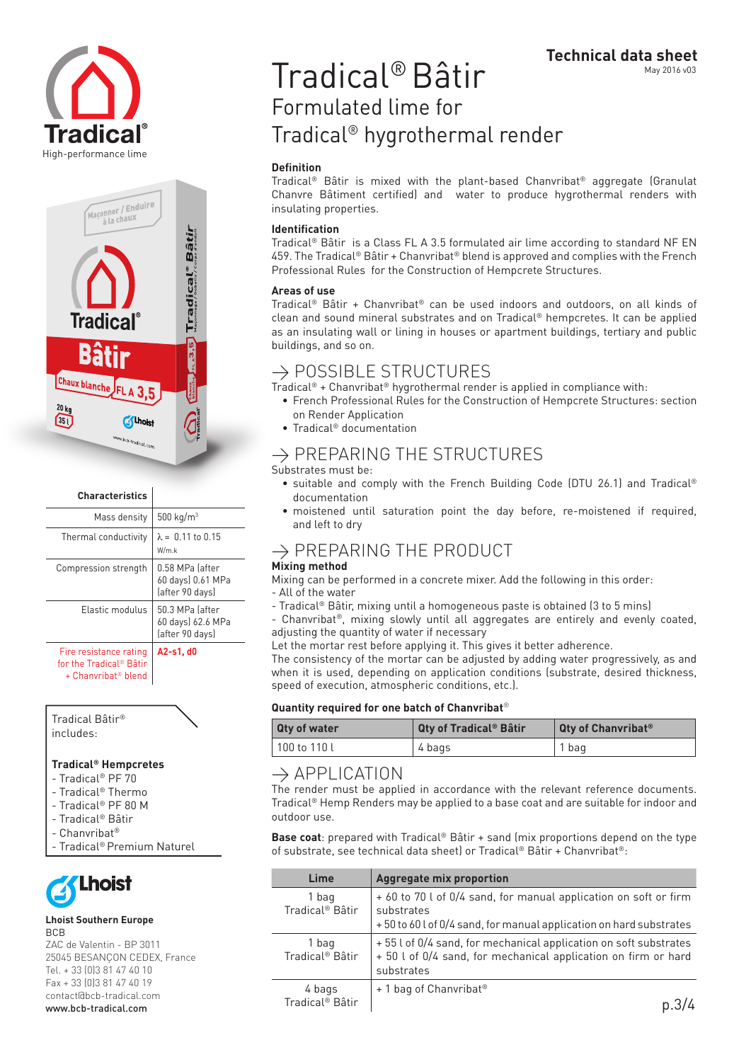Tradical®
High-performance lime

# Tradical® Bâtir

## Formulated lime for Tradical® hygrothermal render

**Technical data sheet**
May 2016 v03

| Characteristics | |
|---|---|
| Mass density | 500 kg/m³ |
| Thermal conductivity | λ = 0.11 to 0.15 W/m.k |
| Compression strength | 0.58 MPa (after 60 days) 0.61 MPa (after 90 days) |
| Elastic modulus | 50.3 MPa (after 60 days) 62.6 MPa (after 90 days) |
| Fire resistance rating for the Tradical® Bâtir + Chanvribat® blend | **A2-s1, d0** |

Tradical Bâtir® includes:

**Tradical® Hempcretes**
- Tradical® PF 70
- Tradical® Thermo
- Tradical® PF 80 M
- Tradical® Bâtir
- Chanvribat®
- Tradical® Premium Naturel

Lhoist

**Lhoist Southern Europe**
BCB
ZAC de Valentin - BP 3011
25045 BESANÇON CEDEX, France
Tel. + 33 (0)3 81 47 40 10
Fax + 33 (0)3 81 47 40 19
contact@bcb-tradical.com
**www.bcb-tradical.com**

### Definition

Tradical® Bâtir is mixed with the plant-based Chanvribat® aggregate (Granulat Chanvre Bâtiment certified) and water to produce hygrothermal renders with insulating properties.

### Identification

Tradical® Bâtir is a Class FL A 3.5 formulated air lime according to standard NF EN 459. The Tradical® Bâtir + Chanvribat® blend is approved and complies with the French Professional Rules for the Construction of Hempcrete Structures.

### Areas of use

Tradical® Bâtir + Chanvribat® can be used indoors and outdoors, on all kinds of clean and sound mineral substrates and on Tradical® hempcretes. It can be applied as an insulating wall or lining in houses or apartment buildings, tertiary and public buildings, and so on.

## → POSSIBLE STRUCTURES

Tradical® + Chanvribat® hygrothermal render is applied in compliance with:
- French Professional Rules for the Construction of Hempcrete Structures: section on Render Application
- Tradical® documentation

## → PREPARING THE STRUCTURES

Substrates must be:
- suitable and comply with the French Building Code (DTU 26.1) and Tradical® documentation
- moistened until saturation point the day before, re-moistened if required, and left to dry

## → PREPARING THE PRODUCT

**Mixing method**

Mixing can be performed in a concrete mixer. Add the following in this order:
- All of the water
- Tradical® Bâtir, mixing until a homogeneous paste is obtained (3 to 5 mins)
- Chanvribat®, mixing slowly until all aggregates are entirely and evenly coated, adjusting the quantity of water if necessary

Let the mortar rest before applying it. This gives it better adherence.
The consistency of the mortar can be adjusted by adding water progressively, as and when it is used, depending on application conditions (substrate, desired thickness, speed of execution, atmospheric conditions, etc.).

**Quantity required for one batch of Chanvribat®**

| Qty of water | Qty of Tradical® Bâtir | Qty of Chanvribat® |
|---|---|---|
| 100 to 110 l | 4 bags | 1 bag |

## → APPLICATION

The render must be applied in accordance with the relevant reference documents. Tradical® Hemp Renders may be applied to a base coat and are suitable for indoor and outdoor use.

**Base coat**: prepared with Tradical® Bâtir + sand (mix proportions depend on the type of substrate, see technical data sheet) or Tradical® Bâtir + Chanvribat®:

| Lime | Aggregate mix proportion |
|---|---|
| 1 bag Tradical® Bâtir | + 60 to 70 l of 0/4 sand, for manual application on soft or firm substrates<br>+ 50 to 60 l of 0/4 sand, for manual application on hard substrates |
| 1 bag Tradical® Bâtir | + 55 l of 0/4 sand, for mechanical application on soft substrates<br>+ 50 l of 0/4 sand, for mechanical application on firm or hard substrates |
| 4 bags Tradical® Bâtir | + 1 bag of Chanvribat® |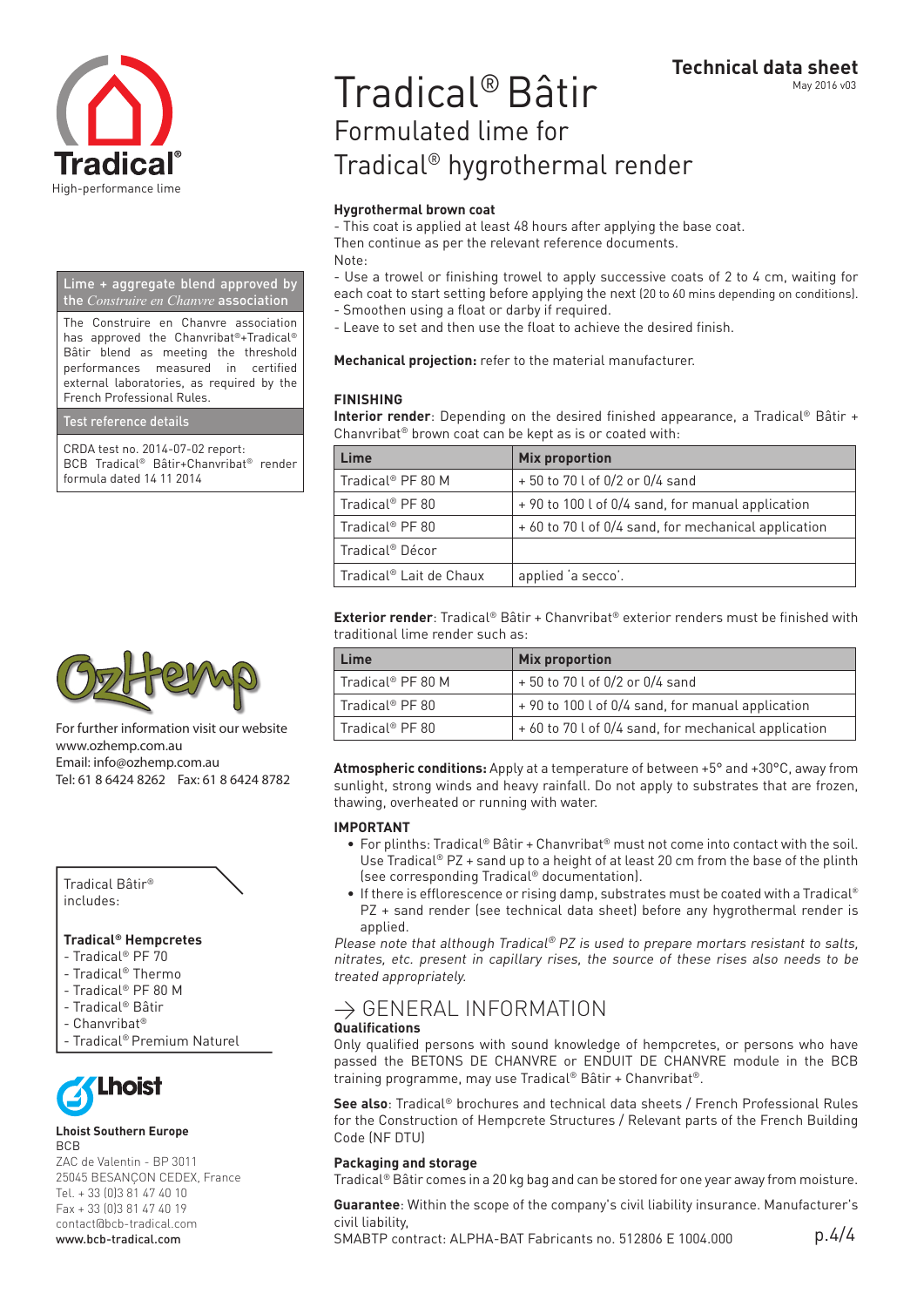Tradical®

High-performance lime

# Tradical® Bâtir

## Formulated lime for Tradical® hygrothermal render

**Technical data sheet**
May 2016 v03

**Lime + aggregate blend approved by the *Construire en Chanvre* association**

The Construire en Chanvre association has approved the Chanvribat®+Tradical® Bâtir blend as meeting the threshold performances measured in certified external laboratories, as required by the French Professional Rules.

**Test reference details**

CRDA test no. 2014-07-02 report:
BCB Tradical® Bâtir+Chanvribat® render formula dated 14 11 2014

OzHemp

For further information visit our website
www.ozhemp.com.au
Email: info@ozhemp.com.au
Tel: 61 8 6424 8262   Fax: 61 8 6424 8782

Tradical Bâtir® includes:

**Tradical® Hempcretes**
- Tradical® PF 70
- Tradical® Thermo
- Tradical® PF 80 M
- Tradical® Bâtir
- Chanvribat®
- Tradical® Premium Naturel

Lhoist

**Lhoist Southern Europe**
BCB
ZAC de Valentin - BP 3011
25045 BESANÇON CEDEX, France
Tel. + 33 (0)3 81 47 40 10
Fax + 33 (0)3 81 47 40 19
contact@bcb-tradical.com
www.bcb-tradical.com

**Hygrothermal brown coat**

- This coat is applied at least 48 hours after applying the base coat.
Then continue as per the relevant reference documents.
Note:
- Use a trowel or finishing trowel to apply successive coats of 2 to 4 cm, waiting for each coat to start setting before applying the next (20 to 60 mins depending on conditions).
- Smoothen using a float or darby if required.
- Leave to set and then use the float to achieve the desired finish.

**Mechanical projection:** refer to the material manufacturer.

### FINISHING

**Interior render**: Depending on the desired finished appearance, a Tradical® Bâtir + Chanvribat® brown coat can be kept as is or coated with:

| Lime | Mix proportion |
|---|---|
| Tradical® PF 80 M | + 50 to 70 l of 0/2 or 0/4 sand |
| Tradical® PF 80 | + 90 to 100 l of 0/4 sand, for manual application |
| Tradical® PF 80 | + 60 to 70 l of 0/4 sand, for mechanical application |
| Tradical® Décor | |
| Tradical® Lait de Chaux | applied 'a secco'. |

**Exterior render**: Tradical® Bâtir + Chanvribat® exterior renders must be finished with traditional lime render such as:

| Lime | Mix proportion |
|---|---|
| Tradical® PF 80 M | + 50 to 70 l of 0/2 or 0/4 sand |
| Tradical® PF 80 | + 90 to 100 l of 0/4 sand, for manual application |
| Tradical® PF 80 | + 60 to 70 l of 0/4 sand, for mechanical application |

**Atmospheric conditions:** Apply at a temperature of between +5° and +30°C, away from sunlight, strong winds and heavy rainfall. Do not apply to substrates that are frozen, thawing, overheated or running with water.

**IMPORTANT**

- For plinths: Tradical® Bâtir + Chanvribat® must not come into contact with the soil. Use Tradical® PZ + sand up to a height of at least 20 cm from the base of the plinth (see corresponding Tradical® documentation).
- If there is efflorescence or rising damp, substrates must be coated with a Tradical® PZ + sand render (see technical data sheet) before any hygrothermal render is applied.

*Please note that although Tradical® PZ is used to prepare mortars resistant to salts, nitrates, etc. present in capillary rises, the source of these rises also needs to be treated appropriately.*

## → GENERAL INFORMATION

**Qualifications**
Only qualified persons with sound knowledge of hempcretes, or persons who have passed the BETONS DE CHANVRE or ENDUIT DE CHANVRE module in the BCB training programme, may use Tradical® Bâtir + Chanvribat®.

**See also**: Tradical® brochures and technical data sheets / French Professional Rules for the Construction of Hempcrete Structures / Relevant parts of the French Building Code (NF DTU)

**Packaging and storage**
Tradical® Bâtir comes in a 20 kg bag and can be stored for one year away from moisture.

**Guarantee**: Within the scope of the company's civil liability insurance. Manufacturer's civil liability,
SMABTP contract: ALPHA-BAT Fabricants no. 512806 E 1004.000